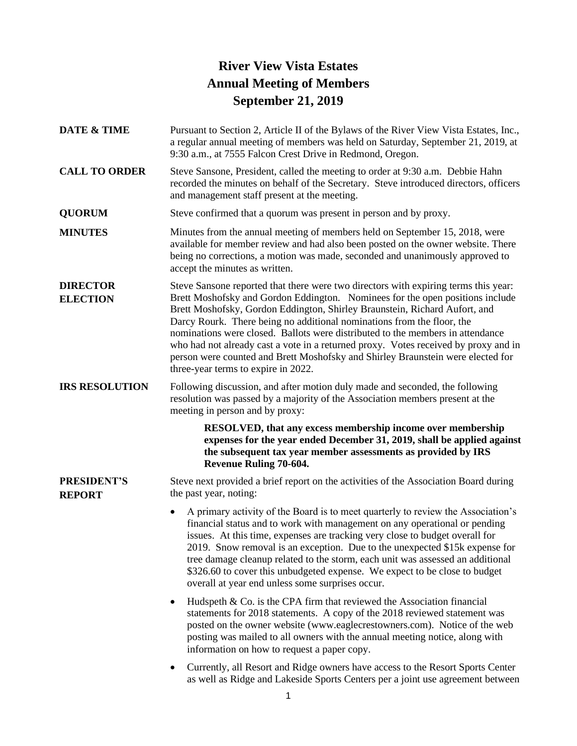# River View Vista Estates
# Annual Meeting of Members
# September 21, 2019

**DATE & TIME**

Pursuant to Section 2, Article II of the Bylaws of the River View Vista Estates, Inc., a regular annual meeting of members was held on Saturday, September 21, 2019, at 9:30 a.m., at 7555 Falcon Crest Drive in Redmond, Oregon.

**CALL TO ORDER**

Steve Sansone, President, called the meeting to order at 9:30 a.m. Debbie Hahn recorded the minutes on behalf of the Secretary. Steve introduced directors, officers and management staff present at the meeting.

**QUORUM**

Steve confirmed that a quorum was present in person and by proxy.

**MINUTES**

Minutes from the annual meeting of members held on September 15, 2018, were available for member review and had also been posted on the owner website. There being no corrections, a motion was made, seconded and unanimously approved to accept the minutes as written.

**DIRECTOR ELECTION**

Steve Sansone reported that there were two directors with expiring terms this year: Brett Moshofsky and Gordon Eddington. Nominees for the open positions include Brett Moshofsky, Gordon Eddington, Shirley Braunstein, Richard Aufort, and Darcy Rourk. There being no additional nominations from the floor, the nominations were closed. Ballots were distributed to the members in attendance who had not already cast a vote in a returned proxy. Votes received by proxy and in person were counted and Brett Moshofsky and Shirley Braunstein were elected for three-year terms to expire in 2022.

**IRS RESOLUTION**

Following discussion, and after motion duly made and seconded, the following resolution was passed by a majority of the Association members present at the meeting in person and by proxy:

> **RESOLVED, that any excess membership income over membership expenses for the year ended December 31, 2019, shall be applied against the subsequent tax year member assessments as provided by IRS Revenue Ruling 70-604.**

**PRESIDENT'S REPORT**

Steve next provided a brief report on the activities of the Association Board during the past year, noting:

- A primary activity of the Board is to meet quarterly to review the Association's financial status and to work with management on any operational or pending issues. At this time, expenses are tracking very close to budget overall for 2019. Snow removal is an exception. Due to the unexpected $15k expense for tree damage cleanup related to the storm, each unit was assessed an additional $326.60 to cover this unbudgeted expense. We expect to be close to budget overall at year end unless some surprises occur.
- Hudspeth & Co. is the CPA firm that reviewed the Association financial statements for 2018 statements. A copy of the 2018 reviewed statement was posted on the owner website (www.eaglecrestowners.com). Notice of the web posting was mailed to all owners with the annual meeting notice, along with information on how to request a paper copy.
- Currently, all Resort and Ridge owners have access to the Resort Sports Center as well as Ridge and Lakeside Sports Centers per a joint use agreement between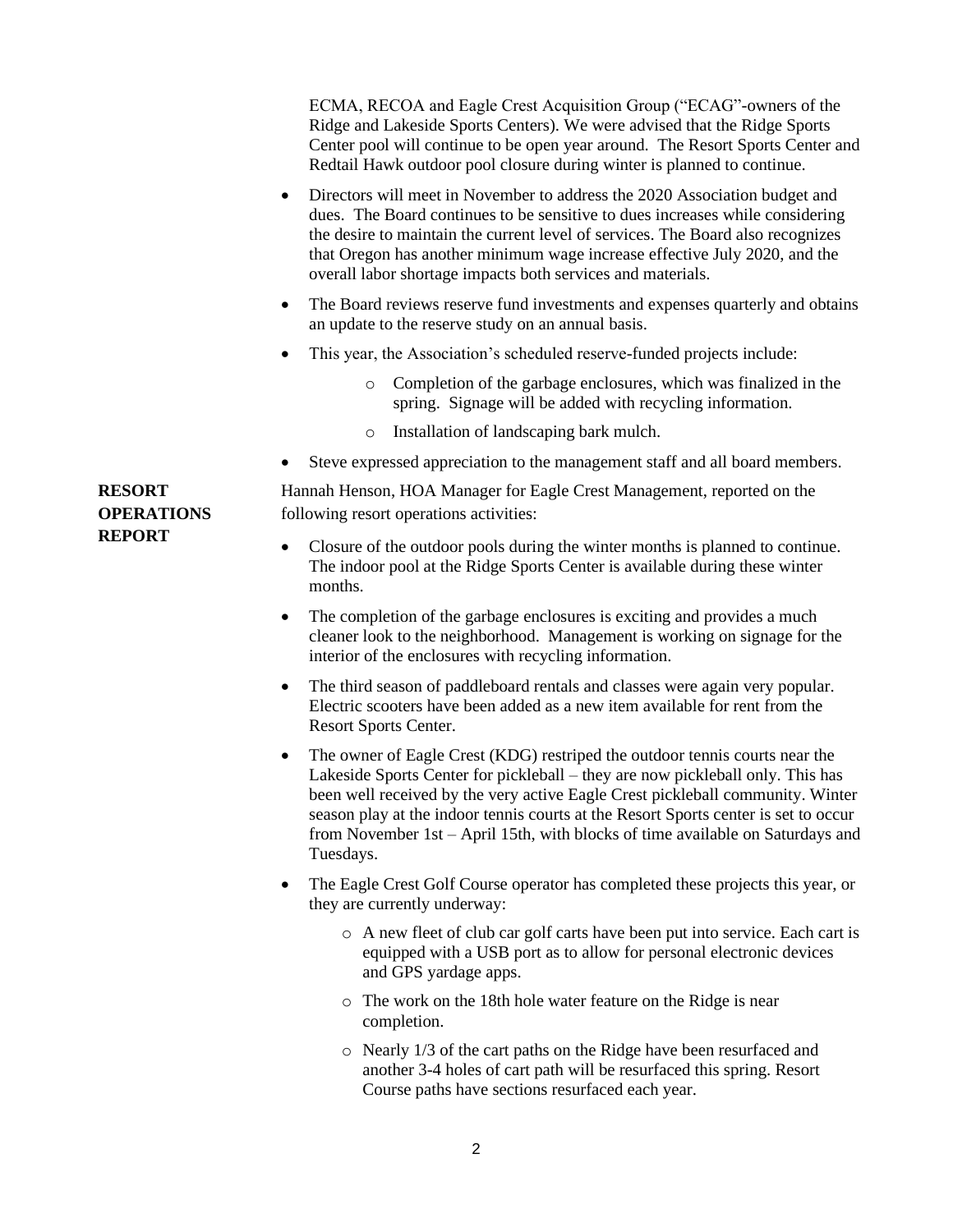ECMA, RECOA and Eagle Crest Acquisition Group ("ECAG"-owners of the Ridge and Lakeside Sports Centers). We were advised that the Ridge Sports Center pool will continue to be open year around. The Resort Sports Center and Redtail Hawk outdoor pool closure during winter is planned to continue.

- Directors will meet in November to address the 2020 Association budget and dues. The Board continues to be sensitive to dues increases while considering the desire to maintain the current level of services. The Board also recognizes that Oregon has another minimum wage increase effective July 2020, and the overall labor shortage impacts both services and materials.
- The Board reviews reserve fund investments and expenses quarterly and obtains an update to the reserve study on an annual basis.
- This year, the Association's scheduled reserve-funded projects include:
  - Completion of the garbage enclosures, which was finalized in the spring. Signage will be added with recycling information.
  - Installation of landscaping bark mulch.
- Steve expressed appreciation to the management staff and all board members.

**RESORT OPERATIONS REPORT**

Hannah Henson, HOA Manager for Eagle Crest Management, reported on the following resort operations activities:

- Closure of the outdoor pools during the winter months is planned to continue. The indoor pool at the Ridge Sports Center is available during these winter months.
- The completion of the garbage enclosures is exciting and provides a much cleaner look to the neighborhood. Management is working on signage for the interior of the enclosures with recycling information.
- The third season of paddleboard rentals and classes were again very popular. Electric scooters have been added as a new item available for rent from the Resort Sports Center.
- The owner of Eagle Crest (KDG) restriped the outdoor tennis courts near the Lakeside Sports Center for pickleball – they are now pickleball only. This has been well received by the very active Eagle Crest pickleball community. Winter season play at the indoor tennis courts at the Resort Sports center is set to occur from November 1st – April 15th, with blocks of time available on Saturdays and Tuesdays.
- The Eagle Crest Golf Course operator has completed these projects this year, or they are currently underway:
  - A new fleet of club car golf carts have been put into service. Each cart is equipped with a USB port as to allow for personal electronic devices and GPS yardage apps.
  - The work on the 18th hole water feature on the Ridge is near completion.
  - Nearly 1/3 of the cart paths on the Ridge have been resurfaced and another 3-4 holes of cart path will be resurfaced this spring. Resort Course paths have sections resurfaced each year.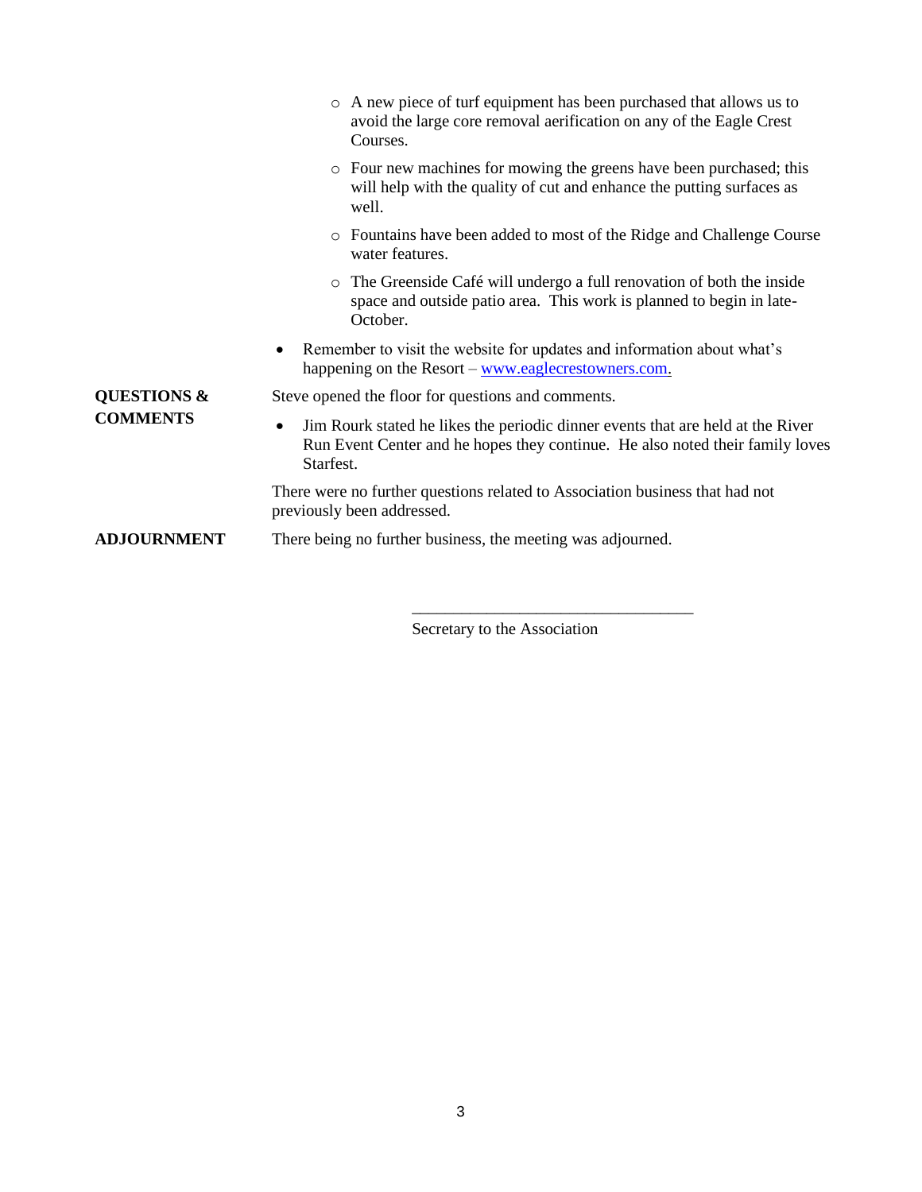- A new piece of turf equipment has been purchased that allows us to avoid the large core removal aerification on any of the Eagle Crest Courses.
  - Four new machines for mowing the greens have been purchased; this will help with the quality of cut and enhance the putting surfaces as well.
  - Fountains have been added to most of the Ridge and Challenge Course water features.
  - The Greenside Café will undergo a full renovation of both the inside space and outside patio area. This work is planned to begin in late-October.
- Remember to visit the website for updates and information about what's happening on the Resort – www.eaglecrestowners.com.

**QUESTIONS & COMMENTS**

Steve opened the floor for questions and comments.

- Jim Rourk stated he likes the periodic dinner events that are held at the River Run Event Center and he hopes they continue. He also noted their family loves Starfest.

There were no further questions related to Association business that had not previously been addressed.

**ADJOURNMENT**

There being no further business, the meeting was adjourned.

___________________________________

Secretary to the Association